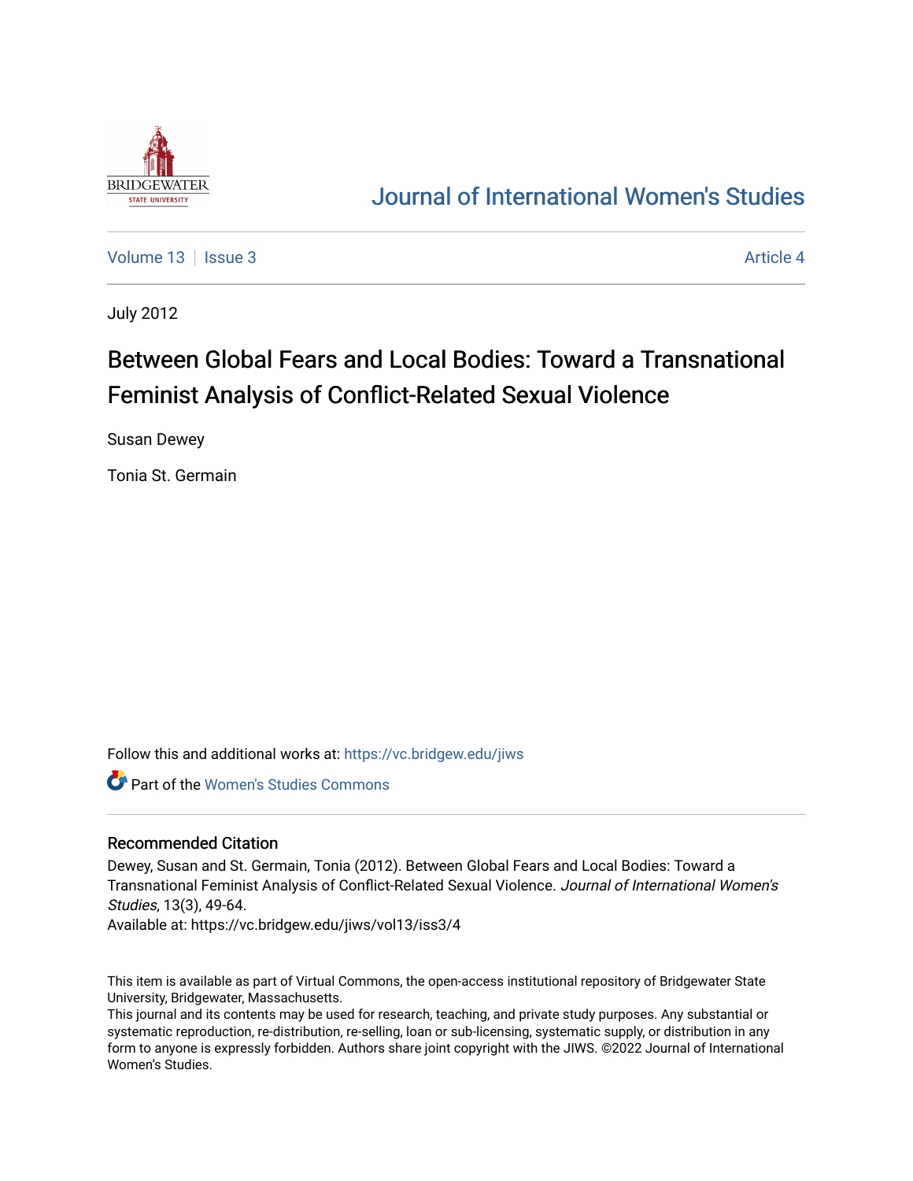Journal of International Women's Studies

Volume 13 | Issue 3 — Article 4

July 2012

# Between Global Fears and Local Bodies: Toward a Transnational Feminist Analysis of Conflict-Related Sexual Violence

Susan Dewey

Tonia St. Germain

Follow this and additional works at: https://vc.bridgew.edu/jiws

Part of the Women's Studies Commons

## Recommended Citation

Dewey, Susan and St. Germain, Tonia (2012). Between Global Fears and Local Bodies: Toward a Transnational Feminist Analysis of Conflict-Related Sexual Violence. *Journal of International Women's Studies*, 13(3), 49-64.

Available at: https://vc.bridgew.edu/jiws/vol13/iss3/4

This item is available as part of Virtual Commons, the open-access institutional repository of Bridgewater State University, Bridgewater, Massachusetts.

This journal and its contents may be used for research, teaching, and private study purposes. Any substantial or systematic reproduction, re-distribution, re-selling, loan or sub-licensing, systematic supply, or distribution in any form to anyone is expressly forbidden. Authors share joint copyright with the JIWS. ©2022 Journal of International Women's Studies.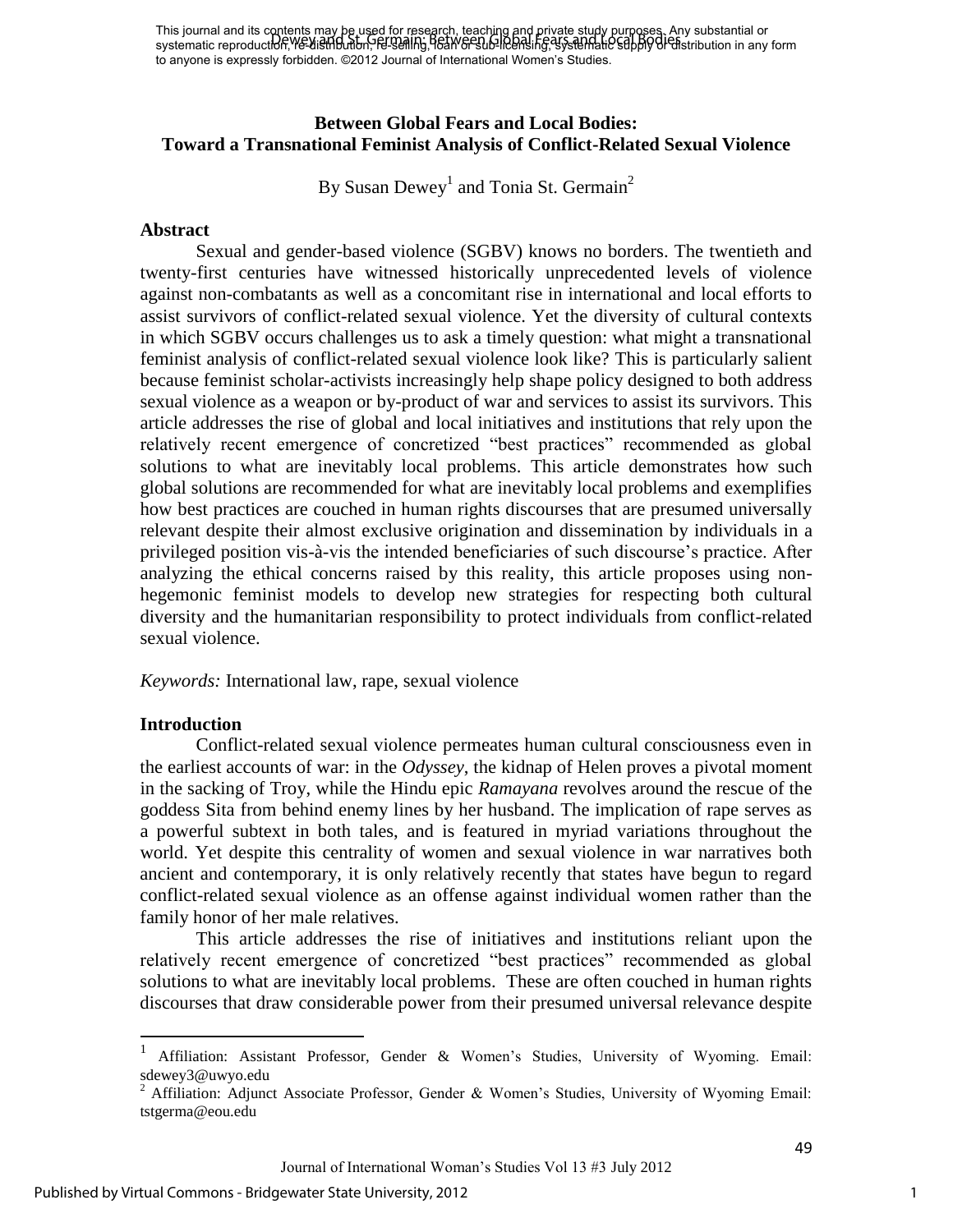# Between Global Fears and Local Bodies: Toward a Transnational Feminist Analysis of Conflict-Related Sexual Violence

By Susan Dewey[1] and Tonia St. Germain[2]

## Abstract

Sexual and gender-based violence (SGBV) knows no borders. The twentieth and twenty-first centuries have witnessed historically unprecedented levels of violence against non-combatants as well as a concomitant rise in international and local efforts to assist survivors of conflict-related sexual violence. Yet the diversity of cultural contexts in which SGBV occurs challenges us to ask a timely question: what might a transnational feminist analysis of conflict-related sexual violence look like? This is particularly salient because feminist scholar-activists increasingly help shape policy designed to both address sexual violence as a weapon or by-product of war and services to assist its survivors. This article addresses the rise of global and local initiatives and institutions that rely upon the relatively recent emergence of concretized "best practices" recommended as global solutions to what are inevitably local problems. This article demonstrates how such global solutions are recommended for what are inevitably local problems and exemplifies how best practices are couched in human rights discourses that are presumed universally relevant despite their almost exclusive origination and dissemination by individuals in a privileged position vis-à-vis the intended beneficiaries of such discourse's practice. After analyzing the ethical concerns raised by this reality, this article proposes using non-hegemonic feminist models to develop new strategies for respecting both cultural diversity and the humanitarian responsibility to protect individuals from conflict-related sexual violence.

*Keywords:* International law, rape, sexual violence

## Introduction

Conflict-related sexual violence permeates human cultural consciousness even in the earliest accounts of war: in the *Odyssey*, the kidnap of Helen proves a pivotal moment in the sacking of Troy, while the Hindu epic *Ramayana* revolves around the rescue of the goddess Sita from behind enemy lines by her husband. The implication of rape serves as a powerful subtext in both tales, and is featured in myriad variations throughout the world. Yet despite this centrality of women and sexual violence in war narratives both ancient and contemporary, it is only relatively recently that states have begun to regard conflict-related sexual violence as an offense against individual women rather than the family honor of her male relatives.

This article addresses the rise of initiatives and institutions reliant upon the relatively recent emergence of concretized "best practices" recommended as global solutions to what are inevitably local problems. These are often couched in human rights discourses that draw considerable power from their presumed universal relevance despite

---

[1] Affiliation: Assistant Professor, Gender & Women's Studies, University of Wyoming. Email: sdewey3@uwyo.edu

[2] Affiliation: Adjunct Associate Professor, Gender & Women's Studies, University of Wyoming Email: tstgerma@eou.edu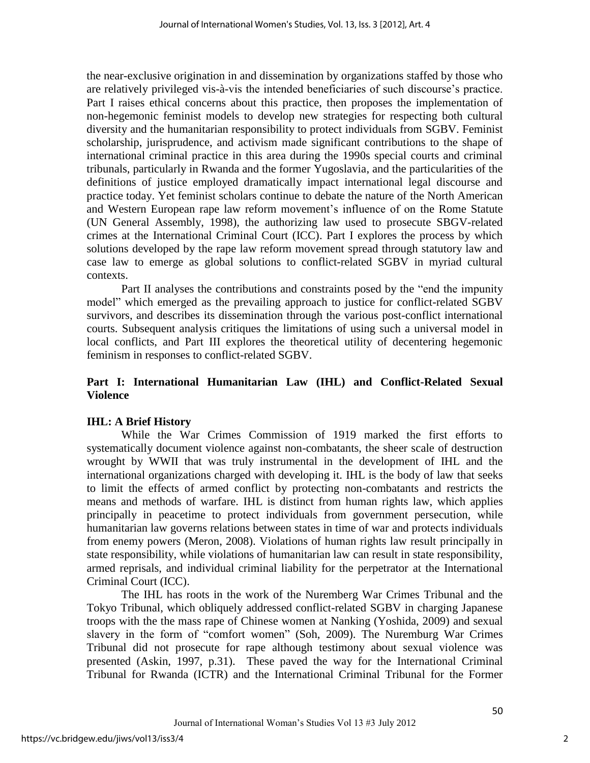the near-exclusive origination in and dissemination by organizations staffed by those who are relatively privileged vis-à-vis the intended beneficiaries of such discourse's practice. Part I raises ethical concerns about this practice, then proposes the implementation of non-hegemonic feminist models to develop new strategies for respecting both cultural diversity and the humanitarian responsibility to protect individuals from SGBV. Feminist scholarship, jurisprudence, and activism made significant contributions to the shape of international criminal practice in this area during the 1990s special courts and criminal tribunals, particularly in Rwanda and the former Yugoslavia, and the particularities of the definitions of justice employed dramatically impact international legal discourse and practice today. Yet feminist scholars continue to debate the nature of the North American and Western European rape law reform movement's influence of on the Rome Statute (UN General Assembly, 1998), the authorizing law used to prosecute SBGV-related crimes at the International Criminal Court (ICC). Part I explores the process by which solutions developed by the rape law reform movement spread through statutory law and case law to emerge as global solutions to conflict-related SGBV in myriad cultural contexts.

Part II analyses the contributions and constraints posed by the "end the impunity model" which emerged as the prevailing approach to justice for conflict-related SGBV survivors, and describes its dissemination through the various post-conflict international courts. Subsequent analysis critiques the limitations of using such a universal model in local conflicts, and Part III explores the theoretical utility of decentering hegemonic feminism in responses to conflict-related SGBV.

## Part I: International Humanitarian Law (IHL) and Conflict-Related Sexual Violence

### IHL: A Brief History

While the War Crimes Commission of 1919 marked the first efforts to systematically document violence against non-combatants, the sheer scale of destruction wrought by WWII that was truly instrumental in the development of IHL and the international organizations charged with developing it. IHL is the body of law that seeks to limit the effects of armed conflict by protecting non-combatants and restricts the means and methods of warfare. IHL is distinct from human rights law, which applies principally in peacetime to protect individuals from government persecution, while humanitarian law governs relations between states in time of war and protects individuals from enemy powers (Meron, 2008). Violations of human rights law result principally in state responsibility, while violations of humanitarian law can result in state responsibility, armed reprisals, and individual criminal liability for the perpetrator at the International Criminal Court (ICC).

The IHL has roots in the work of the Nuremberg War Crimes Tribunal and the Tokyo Tribunal, which obliquely addressed conflict-related SGBV in charging Japanese troops with the the mass rape of Chinese women at Nanking (Yoshida, 2009) and sexual slavery in the form of "comfort women" (Soh, 2009). The Nuremburg War Crimes Tribunal did not prosecute for rape although testimony about sexual violence was presented (Askin, 1997, p.31). These paved the way for the International Criminal Tribunal for Rwanda (ICTR) and the International Criminal Tribunal for the Former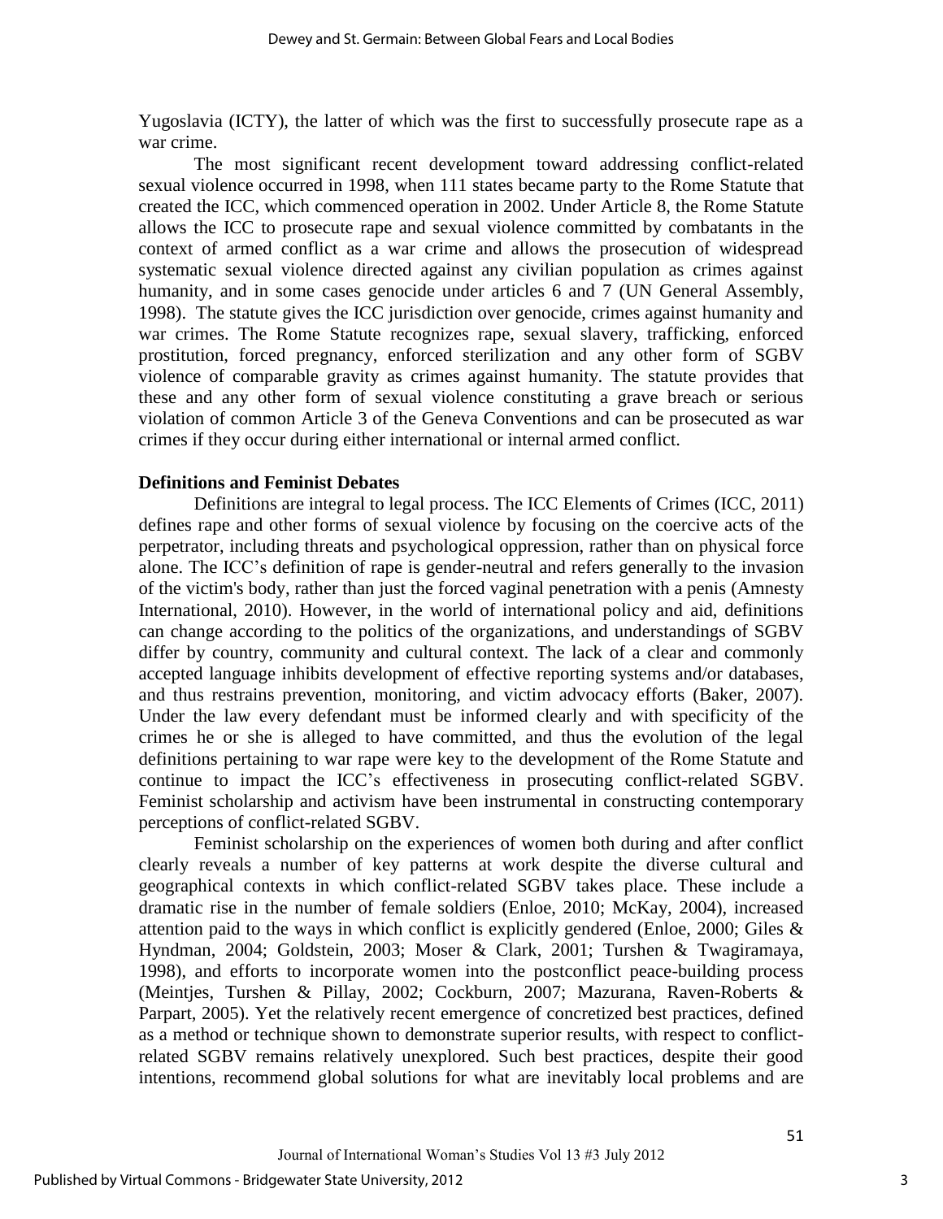Yugoslavia (ICTY), the latter of which was the first to successfully prosecute rape as a war crime.

The most significant recent development toward addressing conflict-related sexual violence occurred in 1998, when 111 states became party to the Rome Statute that created the ICC, which commenced operation in 2002. Under Article 8, the Rome Statute allows the ICC to prosecute rape and sexual violence committed by combatants in the context of armed conflict as a war crime and allows the prosecution of widespread systematic sexual violence directed against any civilian population as crimes against humanity, and in some cases genocide under articles 6 and 7 (UN General Assembly, 1998). The statute gives the ICC jurisdiction over genocide, crimes against humanity and war crimes. The Rome Statute recognizes rape, sexual slavery, trafficking, enforced prostitution, forced pregnancy, enforced sterilization and any other form of SGBV violence of comparable gravity as crimes against humanity. The statute provides that these and any other form of sexual violence constituting a grave breach or serious violation of common Article 3 of the Geneva Conventions and can be prosecuted as war crimes if they occur during either international or internal armed conflict.

**Definitions and Feminist Debates**

Definitions are integral to legal process. The ICC Elements of Crimes (ICC, 2011) defines rape and other forms of sexual violence by focusing on the coercive acts of the perpetrator, including threats and psychological oppression, rather than on physical force alone. The ICC's definition of rape is gender-neutral and refers generally to the invasion of the victim's body, rather than just the forced vaginal penetration with a penis (Amnesty International, 2010). However, in the world of international policy and aid, definitions can change according to the politics of the organizations, and understandings of SGBV differ by country, community and cultural context. The lack of a clear and commonly accepted language inhibits development of effective reporting systems and/or databases, and thus restrains prevention, monitoring, and victim advocacy efforts (Baker, 2007). Under the law every defendant must be informed clearly and with specificity of the crimes he or she is alleged to have committed, and thus the evolution of the legal definitions pertaining to war rape were key to the development of the Rome Statute and continue to impact the ICC's effectiveness in prosecuting conflict-related SGBV. Feminist scholarship and activism have been instrumental in constructing contemporary perceptions of conflict-related SGBV.

Feminist scholarship on the experiences of women both during and after conflict clearly reveals a number of key patterns at work despite the diverse cultural and geographical contexts in which conflict-related SGBV takes place. These include a dramatic rise in the number of female soldiers (Enloe, 2010; McKay, 2004), increased attention paid to the ways in which conflict is explicitly gendered (Enloe, 2000; Giles & Hyndman, 2004; Goldstein, 2003; Moser & Clark, 2001; Turshen & Twagiramaya, 1998), and efforts to incorporate women into the postconflict peace-building process (Meintjes, Turshen & Pillay, 2002; Cockburn, 2007; Mazurana, Raven-Roberts & Parpart, 2005). Yet the relatively recent emergence of concretized best practices, defined as a method or technique shown to demonstrate superior results, with respect to conflict-related SGBV remains relatively unexplored. Such best practices, despite their good intentions, recommend global solutions for what are inevitably local problems and are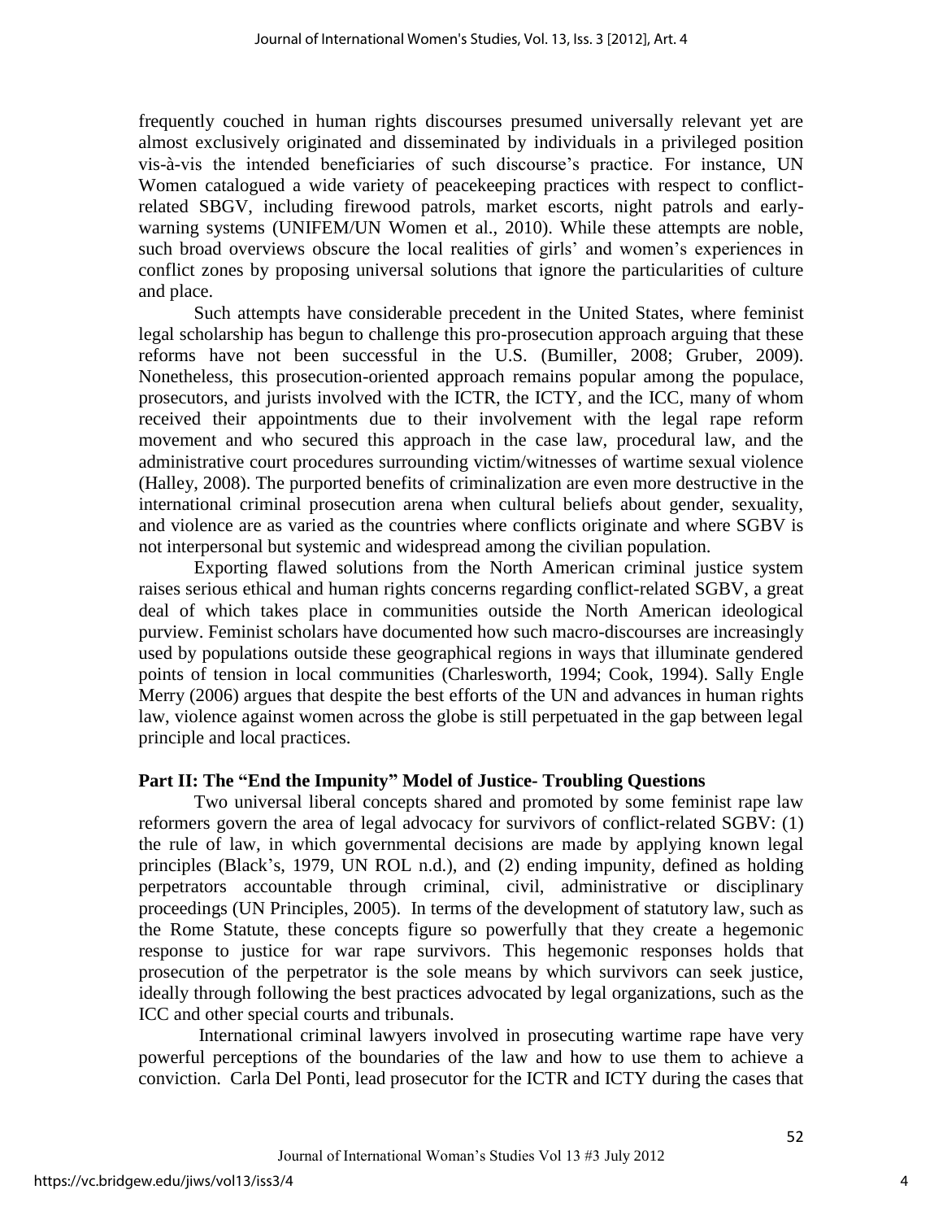frequently couched in human rights discourses presumed universally relevant yet are almost exclusively originated and disseminated by individuals in a privileged position vis-à-vis the intended beneficiaries of such discourse's practice. For instance, UN Women catalogued a wide variety of peacekeeping practices with respect to conflict-related SBGV, including firewood patrols, market escorts, night patrols and early-warning systems (UNIFEM/UN Women et al., 2010). While these attempts are noble, such broad overviews obscure the local realities of girls' and women's experiences in conflict zones by proposing universal solutions that ignore the particularities of culture and place.

Such attempts have considerable precedent in the United States, where feminist legal scholarship has begun to challenge this pro-prosecution approach arguing that these reforms have not been successful in the U.S. (Bumiller, 2008; Gruber, 2009). Nonetheless, this prosecution-oriented approach remains popular among the populace, prosecutors, and jurists involved with the ICTR, the ICTY, and the ICC, many of whom received their appointments due to their involvement with the legal rape reform movement and who secured this approach in the case law, procedural law, and the administrative court procedures surrounding victim/witnesses of wartime sexual violence (Halley, 2008). The purported benefits of criminalization are even more destructive in the international criminal prosecution arena when cultural beliefs about gender, sexuality, and violence are as varied as the countries where conflicts originate and where SGBV is not interpersonal but systemic and widespread among the civilian population.

Exporting flawed solutions from the North American criminal justice system raises serious ethical and human rights concerns regarding conflict-related SGBV, a great deal of which takes place in communities outside the North American ideological purview. Feminist scholars have documented how such macro-discourses are increasingly used by populations outside these geographical regions in ways that illuminate gendered points of tension in local communities (Charlesworth, 1994; Cook, 1994). Sally Engle Merry (2006) argues that despite the best efforts of the UN and advances in human rights law, violence against women across the globe is still perpetuated in the gap between legal principle and local practices.

## Part II: The "End the Impunity" Model of Justice- Troubling Questions

Two universal liberal concepts shared and promoted by some feminist rape law reformers govern the area of legal advocacy for survivors of conflict-related SGBV: (1) the rule of law, in which governmental decisions are made by applying known legal principles (Black's, 1979, UN ROL n.d.), and (2) ending impunity, defined as holding perpetrators accountable through criminal, civil, administrative or disciplinary proceedings (UN Principles, 2005). In terms of the development of statutory law, such as the Rome Statute, these concepts figure so powerfully that they create a hegemonic response to justice for war rape survivors. This hegemonic responses holds that prosecution of the perpetrator is the sole means by which survivors can seek justice, ideally through following the best practices advocated by legal organizations, such as the ICC and other special courts and tribunals.

International criminal lawyers involved in prosecuting wartime rape have very powerful perceptions of the boundaries of the law and how to use them to achieve a conviction. Carla Del Ponti, lead prosecutor for the ICTR and ICTY during the cases that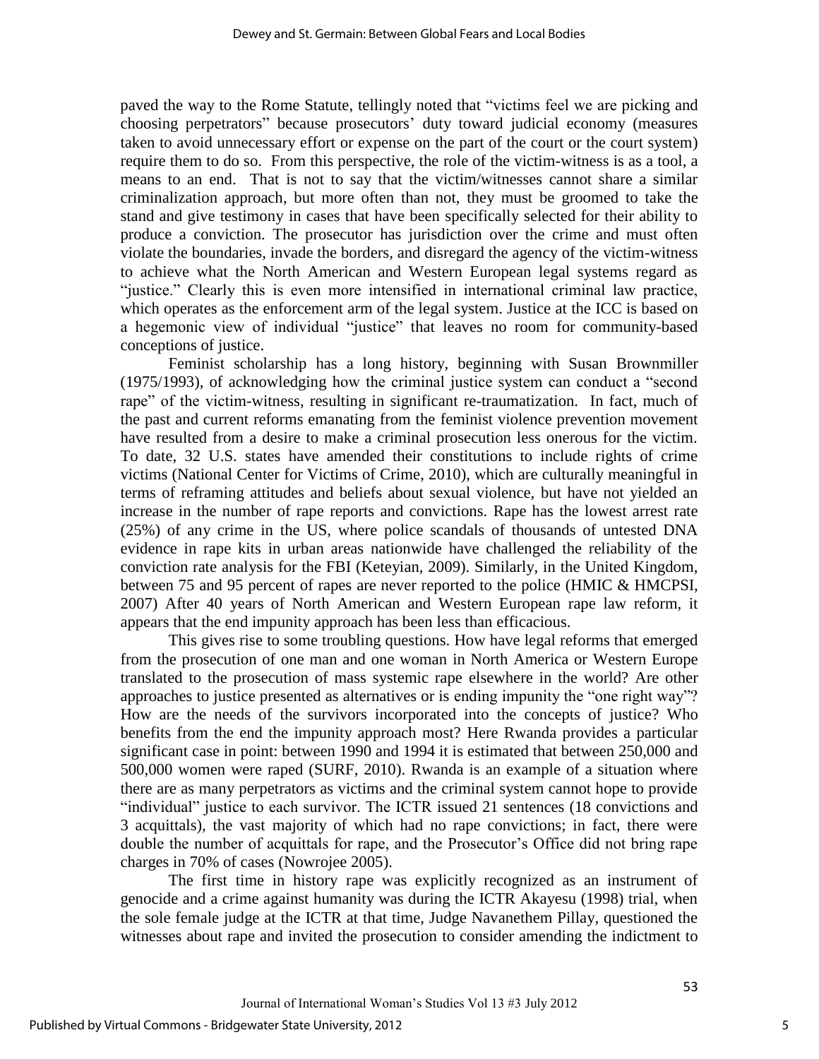paved the way to the Rome Statute, tellingly noted that "victims feel we are picking and choosing perpetrators" because prosecutors' duty toward judicial economy (measures taken to avoid unnecessary effort or expense on the part of the court or the court system) require them to do so. From this perspective, the role of the victim-witness is as a tool, a means to an end. That is not to say that the victim/witnesses cannot share a similar criminalization approach, but more often than not, they must be groomed to take the stand and give testimony in cases that have been specifically selected for their ability to produce a conviction. The prosecutor has jurisdiction over the crime and must often violate the boundaries, invade the borders, and disregard the agency of the victim-witness to achieve what the North American and Western European legal systems regard as "justice." Clearly this is even more intensified in international criminal law practice, which operates as the enforcement arm of the legal system. Justice at the ICC is based on a hegemonic view of individual "justice" that leaves no room for community-based conceptions of justice.

Feminist scholarship has a long history, beginning with Susan Brownmiller (1975/1993), of acknowledging how the criminal justice system can conduct a "second rape" of the victim-witness, resulting in significant re-traumatization. In fact, much of the past and current reforms emanating from the feminist violence prevention movement have resulted from a desire to make a criminal prosecution less onerous for the victim. To date, 32 U.S. states have amended their constitutions to include rights of crime victims (National Center for Victims of Crime, 2010), which are culturally meaningful in terms of reframing attitudes and beliefs about sexual violence, but have not yielded an increase in the number of rape reports and convictions. Rape has the lowest arrest rate (25%) of any crime in the US, where police scandals of thousands of untested DNA evidence in rape kits in urban areas nationwide have challenged the reliability of the conviction rate analysis for the FBI (Keteyian, 2009). Similarly, in the United Kingdom, between 75 and 95 percent of rapes are never reported to the police (HMIC & HMCPSI, 2007) After 40 years of North American and Western European rape law reform, it appears that the end impunity approach has been less than efficacious.

This gives rise to some troubling questions. How have legal reforms that emerged from the prosecution of one man and one woman in North America or Western Europe translated to the prosecution of mass systemic rape elsewhere in the world? Are other approaches to justice presented as alternatives or is ending impunity the "one right way"? How are the needs of the survivors incorporated into the concepts of justice? Who benefits from the end the impunity approach most? Here Rwanda provides a particular significant case in point: between 1990 and 1994 it is estimated that between 250,000 and 500,000 women were raped (SURF, 2010). Rwanda is an example of a situation where there are as many perpetrators as victims and the criminal system cannot hope to provide "individual" justice to each survivor. The ICTR issued 21 sentences (18 convictions and 3 acquittals), the vast majority of which had no rape convictions; in fact, there were double the number of acquittals for rape, and the Prosecutor's Office did not bring rape charges in 70% of cases (Nowrojee 2005).

The first time in history rape was explicitly recognized as an instrument of genocide and a crime against humanity was during the ICTR Akayesu (1998) trial, when the sole female judge at the ICTR at that time, Judge Navanethem Pillay, questioned the witnesses about rape and invited the prosecution to consider amending the indictment to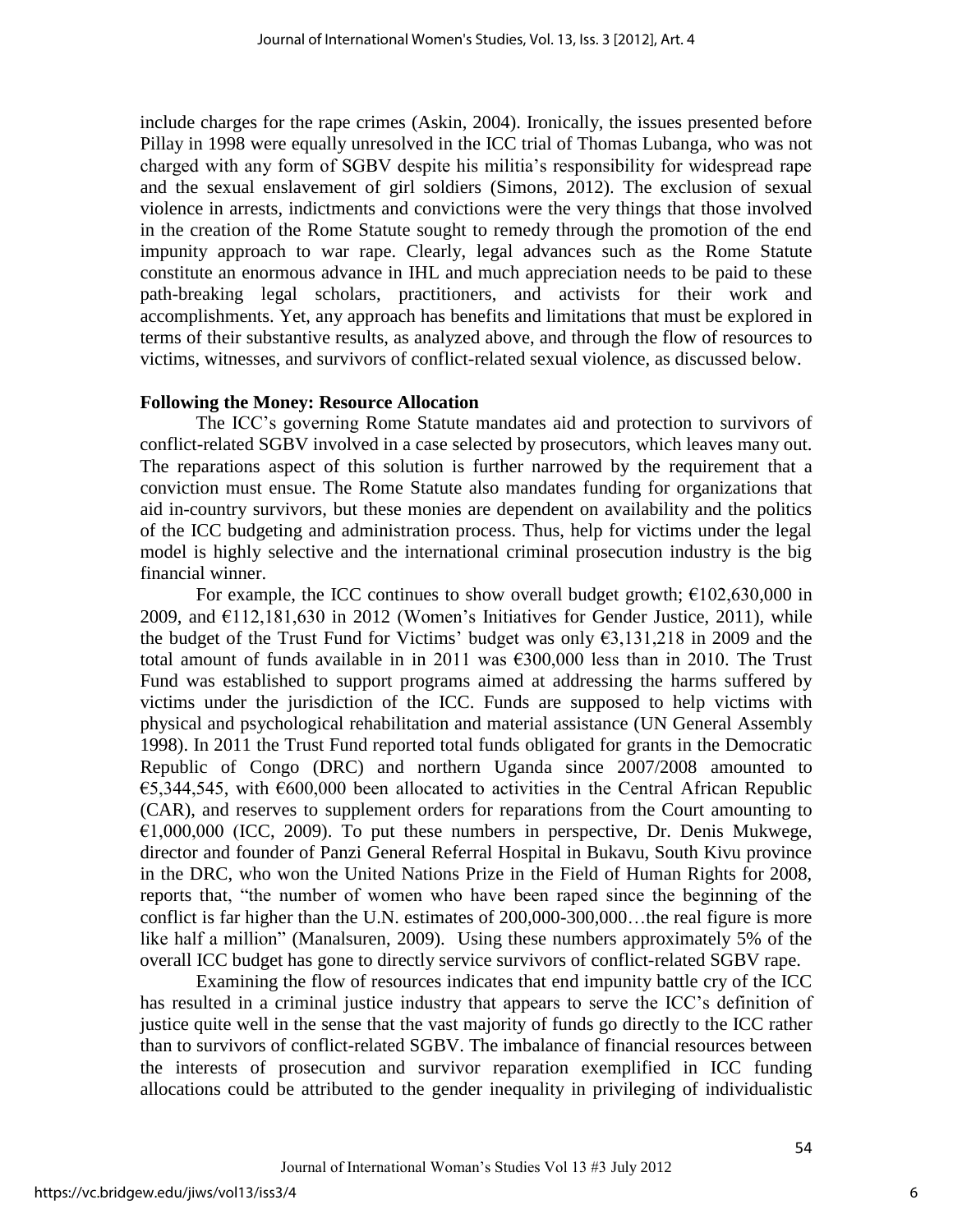include charges for the rape crimes (Askin, 2004). Ironically, the issues presented before Pillay in 1998 were equally unresolved in the ICC trial of Thomas Lubanga, who was not charged with any form of SGBV despite his militia's responsibility for widespread rape and the sexual enslavement of girl soldiers (Simons, 2012). The exclusion of sexual violence in arrests, indictments and convictions were the very things that those involved in the creation of the Rome Statute sought to remedy through the promotion of the end impunity approach to war rape. Clearly, legal advances such as the Rome Statute constitute an enormous advance in IHL and much appreciation needs to be paid to these path-breaking legal scholars, practitioners, and activists for their work and accomplishments. Yet, any approach has benefits and limitations that must be explored in terms of their substantive results, as analyzed above, and through the flow of resources to victims, witnesses, and survivors of conflict-related sexual violence, as discussed below.

**Following the Money: Resource Allocation**

The ICC's governing Rome Statute mandates aid and protection to survivors of conflict-related SGBV involved in a case selected by prosecutors, which leaves many out. The reparations aspect of this solution is further narrowed by the requirement that a conviction must ensue. The Rome Statute also mandates funding for organizations that aid in-country survivors, but these monies are dependent on availability and the politics of the ICC budgeting and administration process. Thus, help for victims under the legal model is highly selective and the international criminal prosecution industry is the big financial winner.

For example, the ICC continues to show overall budget growth; €102,630,000 in 2009, and €112,181,630 in 2012 (Women's Initiatives for Gender Justice, 2011), while the budget of the Trust Fund for Victims' budget was only €3,131,218 in 2009 and the total amount of funds available in in 2011 was €300,000 less than in 2010. The Trust Fund was established to support programs aimed at addressing the harms suffered by victims under the jurisdiction of the ICC. Funds are supposed to help victims with physical and psychological rehabilitation and material assistance (UN General Assembly 1998). In 2011 the Trust Fund reported total funds obligated for grants in the Democratic Republic of Congo (DRC) and northern Uganda since 2007/2008 amounted to €5,344,545, with €600,000 been allocated to activities in the Central African Republic (CAR), and reserves to supplement orders for reparations from the Court amounting to €1,000,000 (ICC, 2009). To put these numbers in perspective, Dr. Denis Mukwege, director and founder of Panzi General Referral Hospital in Bukavu, South Kivu province in the DRC, who won the United Nations Prize in the Field of Human Rights for 2008, reports that, "the number of women who have been raped since the beginning of the conflict is far higher than the U.N. estimates of 200,000-300,000…the real figure is more like half a million" (Manalsuren, 2009). Using these numbers approximately 5% of the overall ICC budget has gone to directly service survivors of conflict-related SGBV rape.

Examining the flow of resources indicates that end impunity battle cry of the ICC has resulted in a criminal justice industry that appears to serve the ICC's definition of justice quite well in the sense that the vast majority of funds go directly to the ICC rather than to survivors of conflict-related SGBV. The imbalance of financial resources between the interests of prosecution and survivor reparation exemplified in ICC funding allocations could be attributed to the gender inequality in privileging of individualistic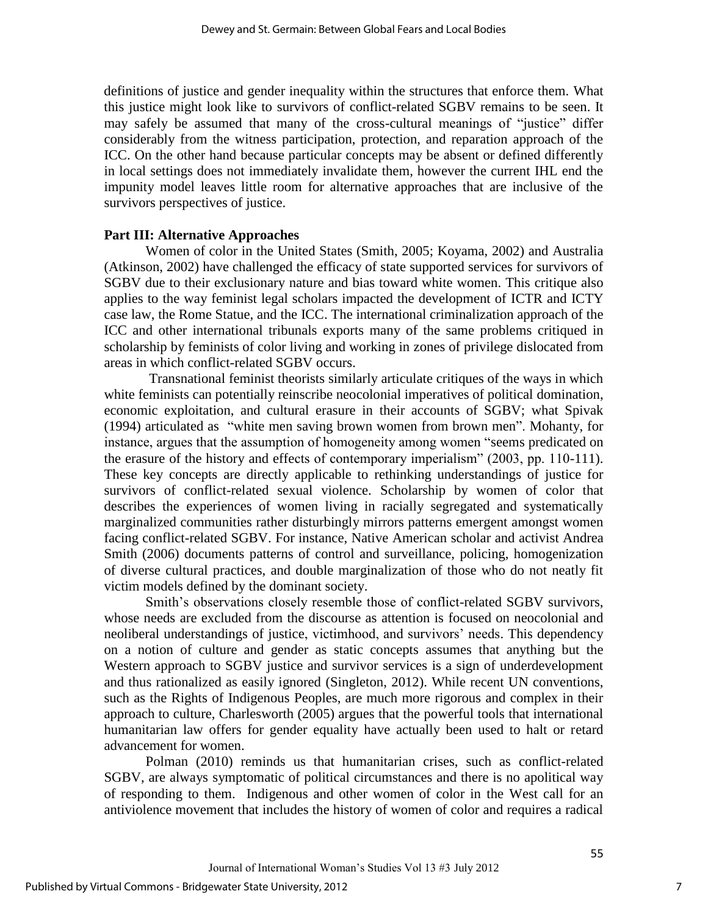definitions of justice and gender inequality within the structures that enforce them. What this justice might look like to survivors of conflict-related SGBV remains to be seen. It may safely be assumed that many of the cross-cultural meanings of "justice" differ considerably from the witness participation, protection, and reparation approach of the ICC. On the other hand because particular concepts may be absent or defined differently in local settings does not immediately invalidate them, however the current IHL end the impunity model leaves little room for alternative approaches that are inclusive of the survivors perspectives of justice.

**Part III: Alternative Approaches**

Women of color in the United States (Smith, 2005; Koyama, 2002) and Australia (Atkinson, 2002) have challenged the efficacy of state supported services for survivors of SGBV due to their exclusionary nature and bias toward white women. This critique also applies to the way feminist legal scholars impacted the development of ICTR and ICTY case law, the Rome Statue, and the ICC. The international criminalization approach of the ICC and other international tribunals exports many of the same problems critiqued in scholarship by feminists of color living and working in zones of privilege dislocated from areas in which conflict-related SGBV occurs.

Transnational feminist theorists similarly articulate critiques of the ways in which white feminists can potentially reinscribe neocolonial imperatives of political domination, economic exploitation, and cultural erasure in their accounts of SGBV; what Spivak (1994) articulated as "white men saving brown women from brown men". Mohanty, for instance, argues that the assumption of homogeneity among women "seems predicated on the erasure of the history and effects of contemporary imperialism" (2003, pp. 110-111). These key concepts are directly applicable to rethinking understandings of justice for survivors of conflict-related sexual violence. Scholarship by women of color that describes the experiences of women living in racially segregated and systematically marginalized communities rather disturbingly mirrors patterns emergent amongst women facing conflict-related SGBV. For instance, Native American scholar and activist Andrea Smith (2006) documents patterns of control and surveillance, policing, homogenization of diverse cultural practices, and double marginalization of those who do not neatly fit victim models defined by the dominant society.

Smith's observations closely resemble those of conflict-related SGBV survivors, whose needs are excluded from the discourse as attention is focused on neocolonial and neoliberal understandings of justice, victimhood, and survivors' needs. This dependency on a notion of culture and gender as static concepts assumes that anything but the Western approach to SGBV justice and survivor services is a sign of underdevelopment and thus rationalized as easily ignored (Singleton, 2012). While recent UN conventions, such as the Rights of Indigenous Peoples, are much more rigorous and complex in their approach to culture, Charlesworth (2005) argues that the powerful tools that international humanitarian law offers for gender equality have actually been used to halt or retard advancement for women.

Polman (2010) reminds us that humanitarian crises, such as conflict-related SGBV, are always symptomatic of political circumstances and there is no apolitical way of responding to them. Indigenous and other women of color in the West call for an antiviolence movement that includes the history of women of color and requires a radical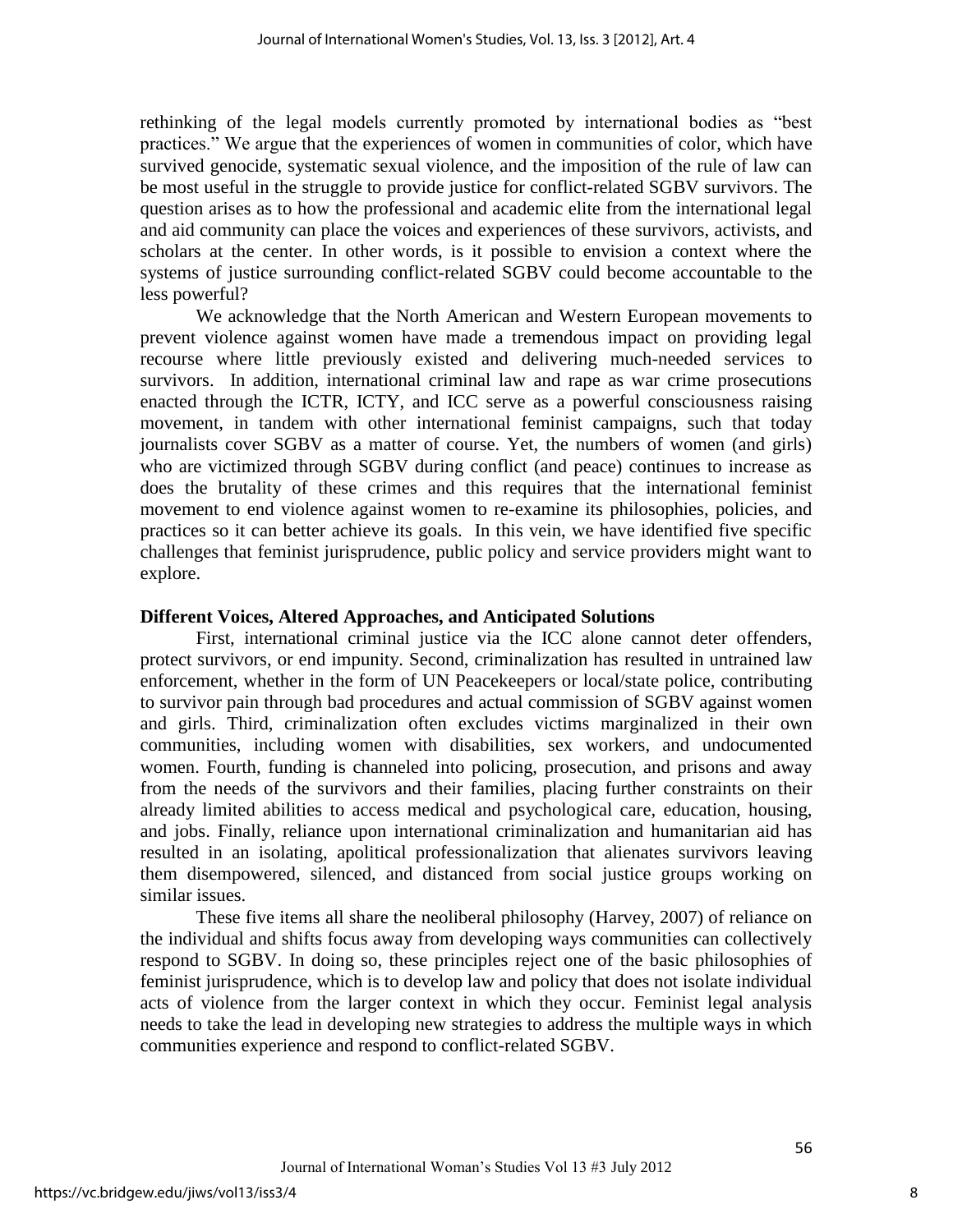rethinking of the legal models currently promoted by international bodies as "best practices." We argue that the experiences of women in communities of color, which have survived genocide, systematic sexual violence, and the imposition of the rule of law can be most useful in the struggle to provide justice for conflict-related SGBV survivors. The question arises as to how the professional and academic elite from the international legal and aid community can place the voices and experiences of these survivors, activists, and scholars at the center. In other words, is it possible to envision a context where the systems of justice surrounding conflict-related SGBV could become accountable to the less powerful?

We acknowledge that the North American and Western European movements to prevent violence against women have made a tremendous impact on providing legal recourse where little previously existed and delivering much-needed services to survivors. In addition, international criminal law and rape as war crime prosecutions enacted through the ICTR, ICTY, and ICC serve as a powerful consciousness raising movement, in tandem with other international feminist campaigns, such that today journalists cover SGBV as a matter of course. Yet, the numbers of women (and girls) who are victimized through SGBV during conflict (and peace) continues to increase as does the brutality of these crimes and this requires that the international feminist movement to end violence against women to re-examine its philosophies, policies, and practices so it can better achieve its goals. In this vein, we have identified five specific challenges that feminist jurisprudence, public policy and service providers might want to explore.

## Different Voices, Altered Approaches, and Anticipated Solutions

First, international criminal justice via the ICC alone cannot deter offenders, protect survivors, or end impunity. Second, criminalization has resulted in untrained law enforcement, whether in the form of UN Peacekeepers or local/state police, contributing to survivor pain through bad procedures and actual commission of SGBV against women and girls. Third, criminalization often excludes victims marginalized in their own communities, including women with disabilities, sex workers, and undocumented women. Fourth, funding is channeled into policing, prosecution, and prisons and away from the needs of the survivors and their families, placing further constraints on their already limited abilities to access medical and psychological care, education, housing, and jobs. Finally, reliance upon international criminalization and humanitarian aid has resulted in an isolating, apolitical professionalization that alienates survivors leaving them disempowered, silenced, and distanced from social justice groups working on similar issues.

These five items all share the neoliberal philosophy (Harvey, 2007) of reliance on the individual and shifts focus away from developing ways communities can collectively respond to SGBV. In doing so, these principles reject one of the basic philosophies of feminist jurisprudence, which is to develop law and policy that does not isolate individual acts of violence from the larger context in which they occur. Feminist legal analysis needs to take the lead in developing new strategies to address the multiple ways in which communities experience and respond to conflict-related SGBV.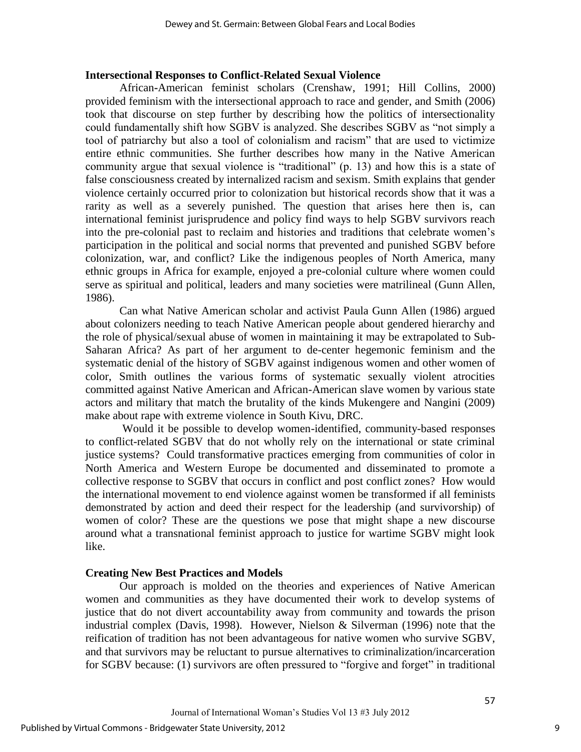### Intersectional Responses to Conflict-Related Sexual Violence

African-American feminist scholars (Crenshaw, 1991; Hill Collins, 2000) provided feminism with the intersectional approach to race and gender, and Smith (2006) took that discourse on step further by describing how the politics of intersectionality could fundamentally shift how SGBV is analyzed. She describes SGBV as "not simply a tool of patriarchy but also a tool of colonialism and racism" that are used to victimize entire ethnic communities. She further describes how many in the Native American community argue that sexual violence is "traditional" (p. 13) and how this is a state of false consciousness created by internalized racism and sexism. Smith explains that gender violence certainly occurred prior to colonization but historical records show that it was a rarity as well as a severely punished. The question that arises here then is, can international feminist jurisprudence and policy find ways to help SGBV survivors reach into the pre-colonial past to reclaim and histories and traditions that celebrate women's participation in the political and social norms that prevented and punished SGBV before colonization, war, and conflict? Like the indigenous peoples of North America, many ethnic groups in Africa for example, enjoyed a pre-colonial culture where women could serve as spiritual and political, leaders and many societies were matrilineal (Gunn Allen, 1986).

Can what Native American scholar and activist Paula Gunn Allen (1986) argued about colonizers needing to teach Native American people about gendered hierarchy and the role of physical/sexual abuse of women in maintaining it may be extrapolated to Sub-Saharan Africa? As part of her argument to de-center hegemonic feminism and the systematic denial of the history of SGBV against indigenous women and other women of color, Smith outlines the various forms of systematic sexually violent atrocities committed against Native American and African-American slave women by various state actors and military that match the brutality of the kinds Mukengere and Nangini (2009) make about rape with extreme violence in South Kivu, DRC.

Would it be possible to develop women-identified, community-based responses to conflict-related SGBV that do not wholly rely on the international or state criminal justice systems? Could transformative practices emerging from communities of color in North America and Western Europe be documented and disseminated to promote a collective response to SGBV that occurs in conflict and post conflict zones? How would the international movement to end violence against women be transformed if all feminists demonstrated by action and deed their respect for the leadership (and survivorship) of women of color? These are the questions we pose that might shape a new discourse around what a transnational feminist approach to justice for wartime SGBV might look like.

### Creating New Best Practices and Models

Our approach is molded on the theories and experiences of Native American women and communities as they have documented their work to develop systems of justice that do not divert accountability away from community and towards the prison industrial complex (Davis, 1998). However, Nielson & Silverman (1996) note that the reification of tradition has not been advantageous for native women who survive SGBV, and that survivors may be reluctant to pursue alternatives to criminalization/incarceration for SGBV because: (1) survivors are often pressured to "forgive and forget" in traditional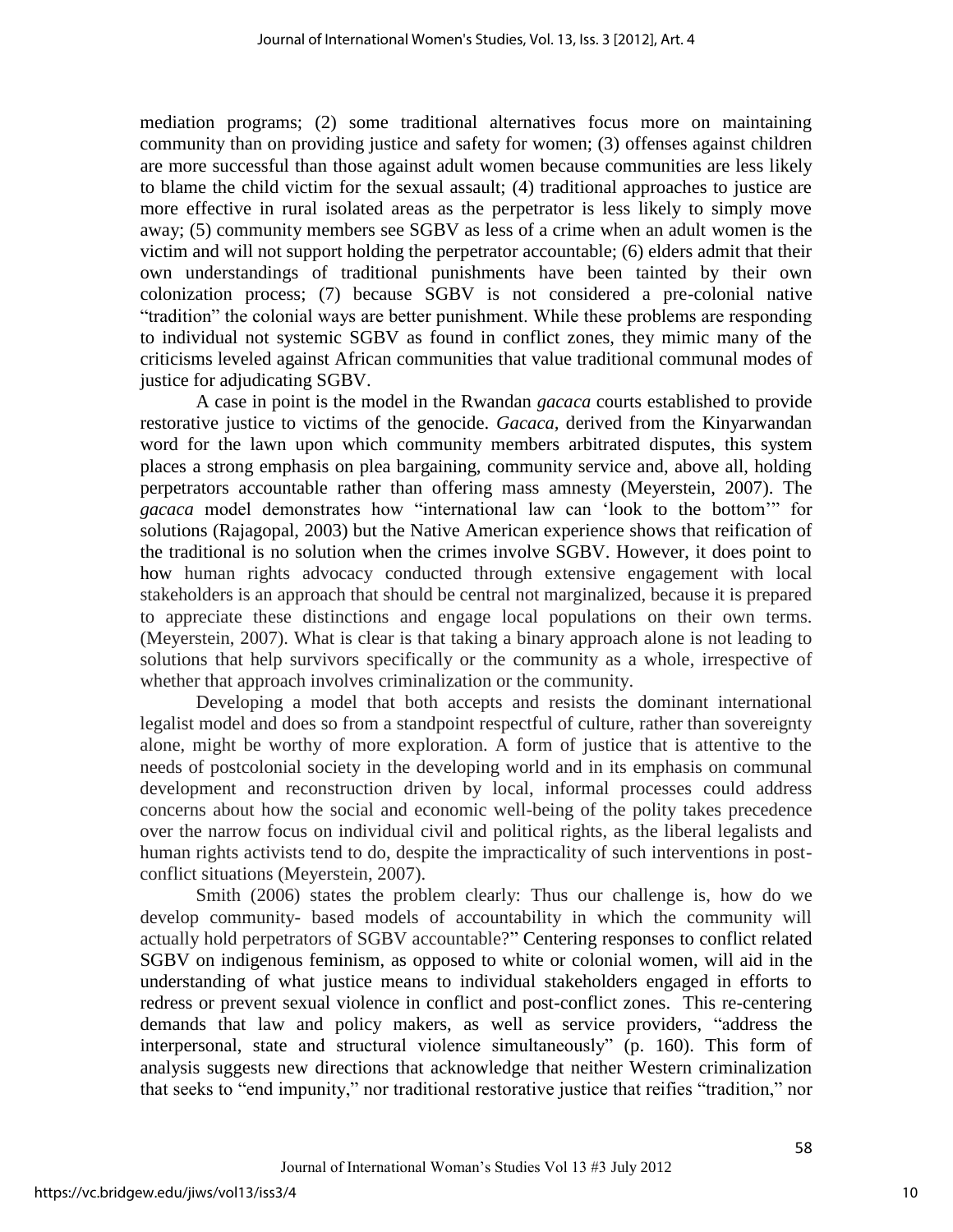mediation programs; (2) some traditional alternatives focus more on maintaining community than on providing justice and safety for women; (3) offenses against children are more successful than those against adult women because communities are less likely to blame the child victim for the sexual assault; (4) traditional approaches to justice are more effective in rural isolated areas as the perpetrator is less likely to simply move away; (5) community members see SGBV as less of a crime when an adult women is the victim and will not support holding the perpetrator accountable; (6) elders admit that their own understandings of traditional punishments have been tainted by their own colonization process; (7) because SGBV is not considered a pre-colonial native "tradition" the colonial ways are better punishment. While these problems are responding to individual not systemic SGBV as found in conflict zones, they mimic many of the criticisms leveled against African communities that value traditional communal modes of justice for adjudicating SGBV.

A case in point is the model in the Rwandan *gacaca* courts established to provide restorative justice to victims of the genocide. *Gacaca*, derived from the Kinyarwandan word for the lawn upon which community members arbitrated disputes, this system places a strong emphasis on plea bargaining, community service and, above all, holding perpetrators accountable rather than offering mass amnesty (Meyerstein, 2007). The *gacaca* model demonstrates how "international law can 'look to the bottom'" for solutions (Rajagopal, 2003) but the Native American experience shows that reification of the traditional is no solution when the crimes involve SGBV. However, it does point to how human rights advocacy conducted through extensive engagement with local stakeholders is an approach that should be central not marginalized, because it is prepared to appreciate these distinctions and engage local populations on their own terms. (Meyerstein, 2007). What is clear is that taking a binary approach alone is not leading to solutions that help survivors specifically or the community as a whole, irrespective of whether that approach involves criminalization or the community.

Developing a model that both accepts and resists the dominant international legalist model and does so from a standpoint respectful of culture, rather than sovereignty alone, might be worthy of more exploration. A form of justice that is attentive to the needs of postcolonial society in the developing world and in its emphasis on communal development and reconstruction driven by local, informal processes could address concerns about how the social and economic well-being of the polity takes precedence over the narrow focus on individual civil and political rights, as the liberal legalists and human rights activists tend to do, despite the impracticality of such interventions in post-conflict situations (Meyerstein, 2007).

Smith (2006) states the problem clearly: Thus our challenge is, how do we develop community- based models of accountability in which the community will actually hold perpetrators of SGBV accountable?" Centering responses to conflict related SGBV on indigenous feminism, as opposed to white or colonial women, will aid in the understanding of what justice means to individual stakeholders engaged in efforts to redress or prevent sexual violence in conflict and post-conflict zones. This re-centering demands that law and policy makers, as well as service providers, "address the interpersonal, state and structural violence simultaneously" (p. 160). This form of analysis suggests new directions that acknowledge that neither Western criminalization that seeks to "end impunity," nor traditional restorative justice that reifies "tradition," nor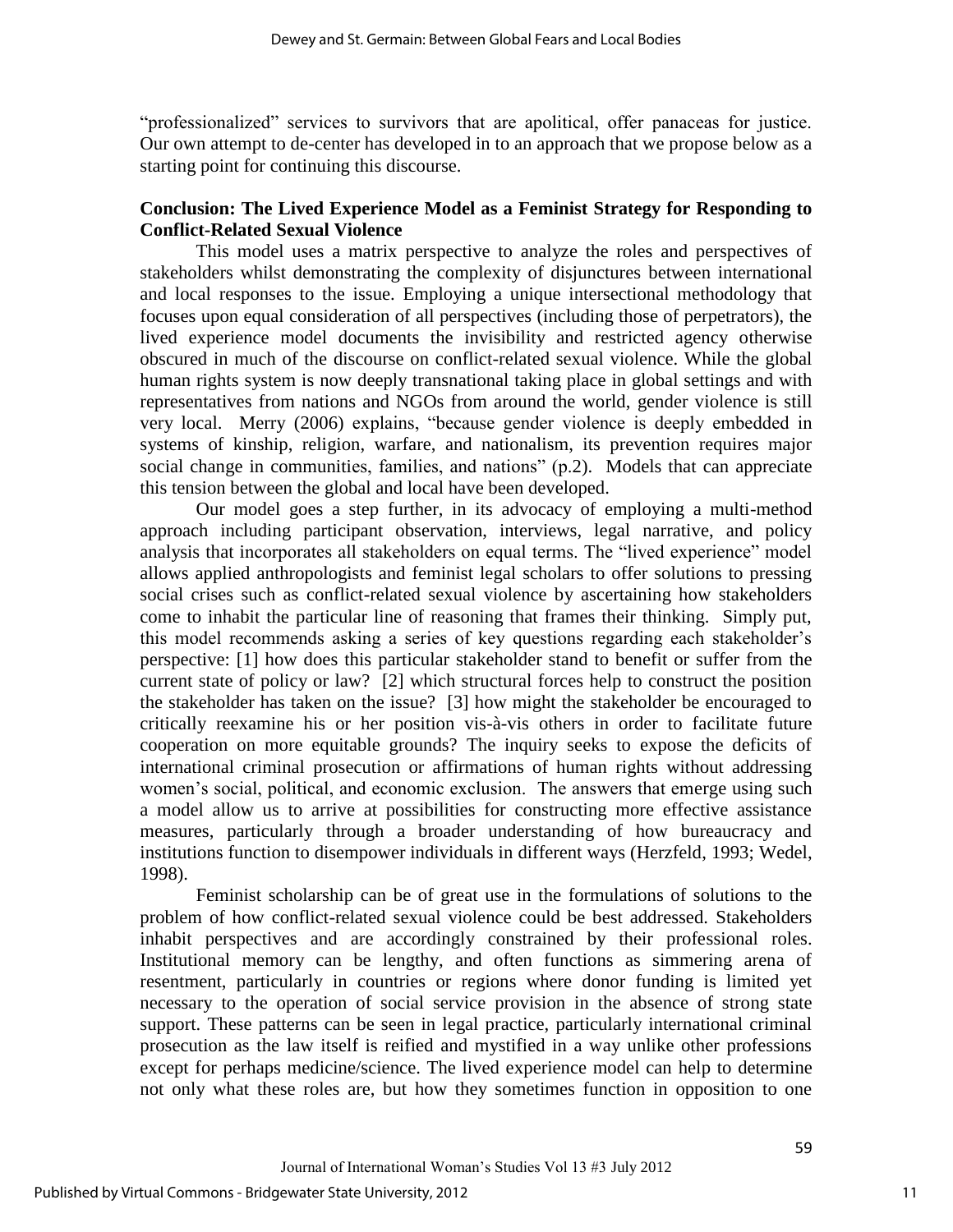"professionalized" services to survivors that are apolitical, offer panaceas for justice. Our own attempt to de-center has developed in to an approach that we propose below as a starting point for continuing this discourse.

## Conclusion: The Lived Experience Model as a Feminist Strategy for Responding to Conflict-Related Sexual Violence

This model uses a matrix perspective to analyze the roles and perspectives of stakeholders whilst demonstrating the complexity of disjunctures between international and local responses to the issue. Employing a unique intersectional methodology that focuses upon equal consideration of all perspectives (including those of perpetrators), the lived experience model documents the invisibility and restricted agency otherwise obscured in much of the discourse on conflict-related sexual violence. While the global human rights system is now deeply transnational taking place in global settings and with representatives from nations and NGOs from around the world, gender violence is still very local. Merry (2006) explains, "because gender violence is deeply embedded in systems of kinship, religion, warfare, and nationalism, its prevention requires major social change in communities, families, and nations" (p.2). Models that can appreciate this tension between the global and local have been developed.

Our model goes a step further, in its advocacy of employing a multi-method approach including participant observation, interviews, legal narrative, and policy analysis that incorporates all stakeholders on equal terms. The "lived experience" model allows applied anthropologists and feminist legal scholars to offer solutions to pressing social crises such as conflict-related sexual violence by ascertaining how stakeholders come to inhabit the particular line of reasoning that frames their thinking. Simply put, this model recommends asking a series of key questions regarding each stakeholder's perspective: [1] how does this particular stakeholder stand to benefit or suffer from the current state of policy or law? [2] which structural forces help to construct the position the stakeholder has taken on the issue? [3] how might the stakeholder be encouraged to critically reexamine his or her position vis-à-vis others in order to facilitate future cooperation on more equitable grounds? The inquiry seeks to expose the deficits of international criminal prosecution or affirmations of human rights without addressing women's social, political, and economic exclusion. The answers that emerge using such a model allow us to arrive at possibilities for constructing more effective assistance measures, particularly through a broader understanding of how bureaucracy and institutions function to disempower individuals in different ways (Herzfeld, 1993; Wedel, 1998).

Feminist scholarship can be of great use in the formulations of solutions to the problem of how conflict-related sexual violence could be best addressed. Stakeholders inhabit perspectives and are accordingly constrained by their professional roles. Institutional memory can be lengthy, and often functions as simmering arena of resentment, particularly in countries or regions where donor funding is limited yet necessary to the operation of social service provision in the absence of strong state support. These patterns can be seen in legal practice, particularly international criminal prosecution as the law itself is reified and mystified in a way unlike other professions except for perhaps medicine/science. The lived experience model can help to determine not only what these roles are, but how they sometimes function in opposition to one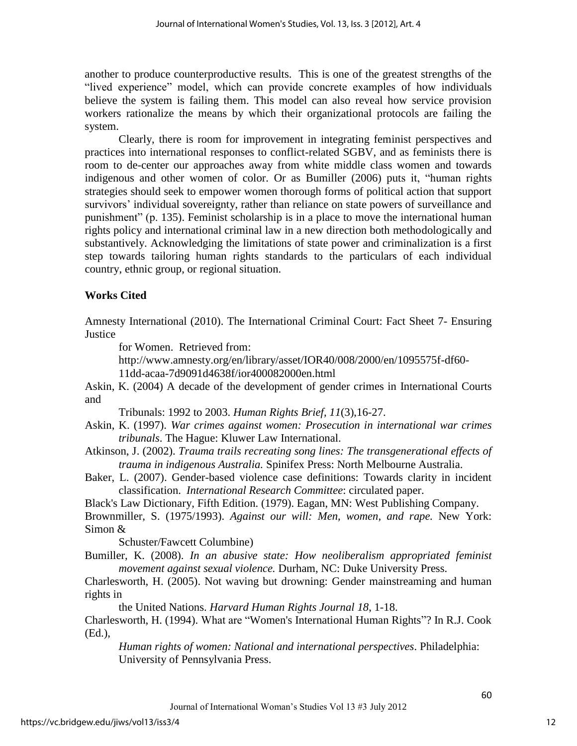another to produce counterproductive results. This is one of the greatest strengths of the "lived experience" model, which can provide concrete examples of how individuals believe the system is failing them. This model can also reveal how service provision workers rationalize the means by which their organizational protocols are failing the system.

Clearly, there is room for improvement in integrating feminist perspectives and practices into international responses to conflict-related SGBV, and as feminists there is room to de-center our approaches away from white middle class women and towards indigenous and other women of color. Or as Bumiller (2006) puts it, "human rights strategies should seek to empower women thorough forms of political action that support survivors' individual sovereignty, rather than reliance on state powers of surveillance and punishment" (p. 135). Feminist scholarship is in a place to move the international human rights policy and international criminal law in a new direction both methodologically and substantively. Acknowledging the limitations of state power and criminalization is a first step towards tailoring human rights standards to the particulars of each individual country, ethnic group, or regional situation.

## Works Cited

Amnesty International (2010). The International Criminal Court: Fact Sheet 7- Ensuring Justice for Women. Retrieved from: http://www.amnesty.org/en/library/asset/IOR40/008/2000/en/1095575f-df60-11dd-acaa-7d9091d4638f/ior400082000en.html

Askin, K. (2004) A decade of the development of gender crimes in International Courts and Tribunals: 1992 to 2003. *Human Rights Brief, 11*(3),16-27.

Askin, K. (1997). *War crimes against women: Prosecution in international war crimes tribunals*. The Hague: Kluwer Law International.

Atkinson, J. (2002). *Trauma trails recreating song lines: The transgenerational effects of trauma in indigenous Australia.* Spinifex Press: North Melbourne Australia.

Baker, L. (2007). Gender-based violence case definitions: Towards clarity in incident classification. *International Research Committee*: circulated paper.

Black's Law Dictionary, Fifth Edition. (1979). Eagan, MN: West Publishing Company.

Brownmiller, S. (1975/1993). *Against our will: Men, women, and rape.* New York: Simon & Schuster/Fawcett Columbine)

Bumiller, K. (2008). *In an abusive state: How neoliberalism appropriated feminist movement against sexual violence.* Durham, NC: Duke University Press.

Charlesworth, H. (2005). Not waving but drowning: Gender mainstreaming and human rights in the United Nations. *Harvard Human Rights Journal 18*, 1-18.

Charlesworth, H. (1994). What are "Women's International Human Rights"? In R.J. Cook (Ed.), *Human rights of women: National and international perspectives*. Philadelphia: University of Pennsylvania Press.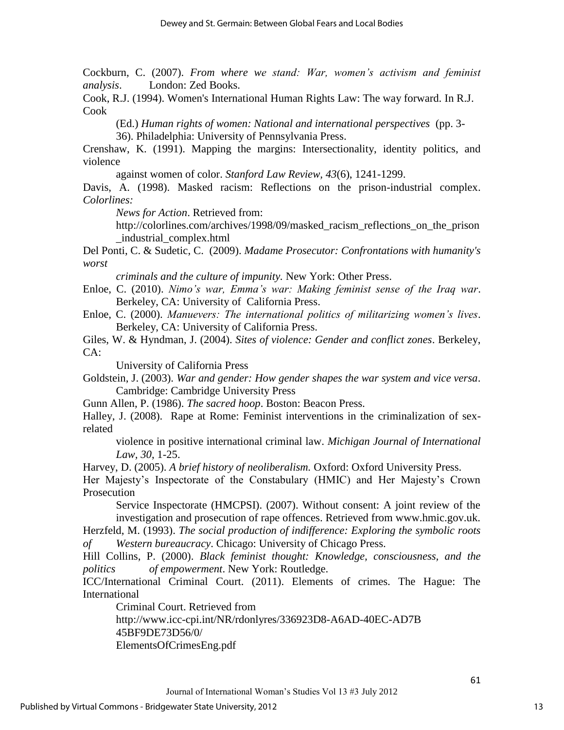Cockburn, C. (2007). *From where we stand: War, women's activism and feminist analysis*. London: Zed Books.

Cook, R.J. (1994). Women's International Human Rights Law: The way forward. In R.J. Cook (Ed.) *Human rights of women: National and international perspectives* (pp. 3-36). Philadelphia: University of Pennsylvania Press.

Crenshaw, K. (1991). Mapping the margins: Intersectionality, identity politics, and violence against women of color. *Stanford Law Review, 43*(6), 1241-1299.

Davis, A. (1998). Masked racism: Reflections on the prison-industrial complex. *Colorlines: News for Action*. Retrieved from: http://colorlines.com/archives/1998/09/masked_racism_reflections_on_the_prison_industrial_complex.html

Del Ponti, C. & Sudetic, C. (2009). *Madame Prosecutor: Confrontations with humanity's worst criminals and the culture of impunity.* New York: Other Press.

Enloe, C. (2010). *Nimo's war, Emma's war: Making feminist sense of the Iraq war*. Berkeley, CA: University of California Press.

Enloe, C. (2000). *Manuevers: The international politics of militarizing women's lives*. Berkeley, CA: University of California Press.

Giles, W. & Hyndman, J. (2004). *Sites of violence: Gender and conflict zones*. Berkeley, CA: University of California Press

Goldstein, J. (2003). *War and gender: How gender shapes the war system and vice versa*. Cambridge: Cambridge University Press

Gunn Allen, P. (1986). *The sacred hoop*. Boston: Beacon Press.

Halley, J. (2008). Rape at Rome: Feminist interventions in the criminalization of sex-related violence in positive international criminal law. *Michigan Journal of International Law, 30*, 1-25.

Harvey, D. (2005). *A brief history of neoliberalism.* Oxford: Oxford University Press.

Her Majesty's Inspectorate of the Constabulary (HMIC) and Her Majesty's Crown Prosecution Service Inspectorate (HMCPSI). (2007). Without consent: A joint review of the investigation and prosecution of rape offences. Retrieved from www.hmic.gov.uk.

Herzfeld, M. (1993). *The social production of indifference: Exploring the symbolic roots of Western bureaucracy*. Chicago: University of Chicago Press.

Hill Collins, P. (2000). *Black feminist thought: Knowledge, consciousness, and the politics of empowerment*. New York: Routledge.

ICC/International Criminal Court. (2011). Elements of crimes. The Hague: The International Criminal Court. Retrieved from http://www.icc-cpi.int/NR/rdonlyres/336923D8-A6AD-40EC-AD7B 45BF9DE73D56/0/ ElementsOfCrimesEng.pdf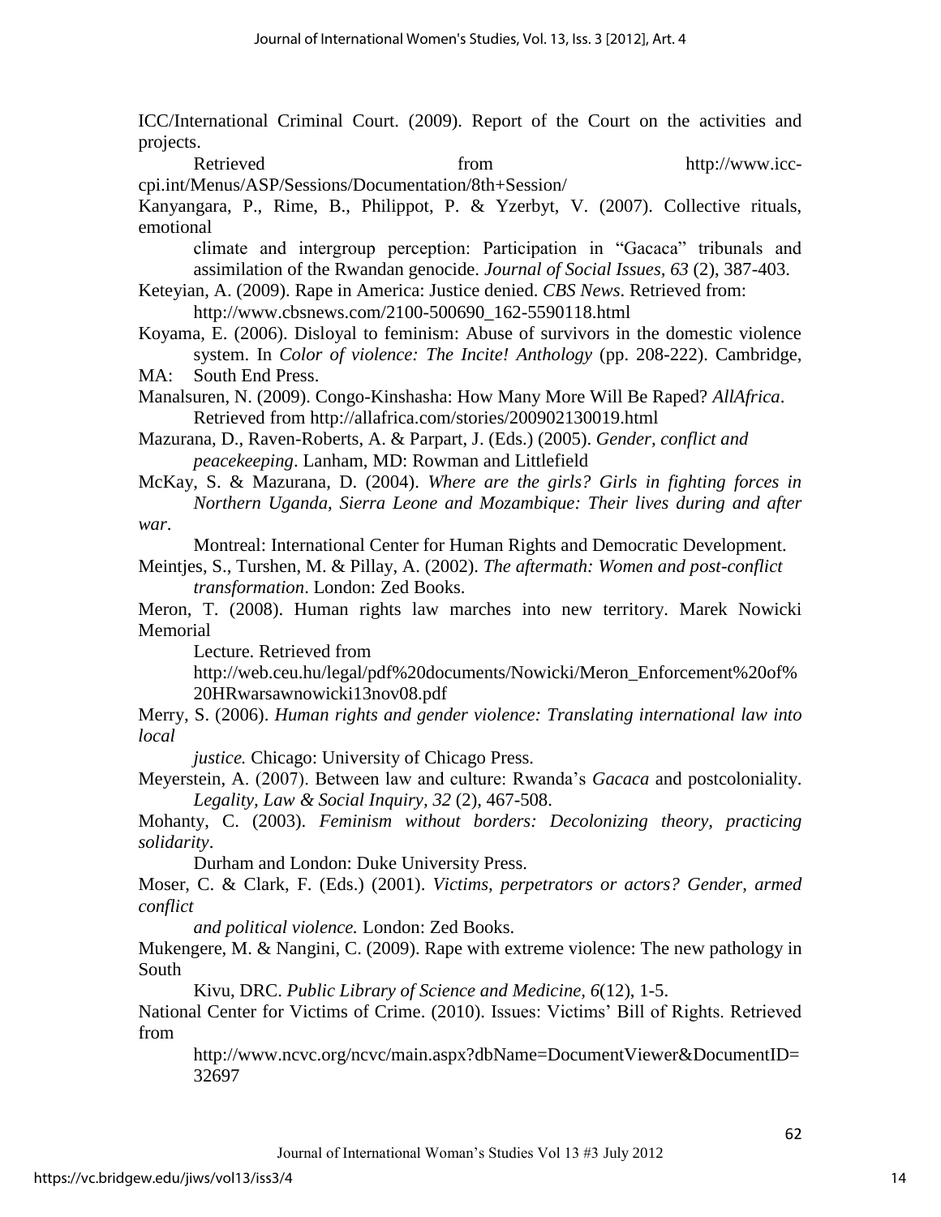ICC/International Criminal Court. (2009). Report of the Court on the activities and projects. Retrieved from http://www.icc-cpi.int/Menus/ASP/Sessions/Documentation/8th+Session/

Kanyangara, P., Rime, B., Philippot, P. & Yzerbyt, V. (2007). Collective rituals, emotional climate and intergroup perception: Participation in "Gacaca" tribunals and assimilation of the Rwandan genocide. *Journal of Social Issues, 63* (2), 387-403.

Keteyian, A. (2009). Rape in America: Justice denied. *CBS News*. Retrieved from: http://www.cbsnews.com/2100-500690_162-5590118.html

Koyama, E. (2006). Disloyal to feminism: Abuse of survivors in the domestic violence system. In *Color of violence: The Incite! Anthology* (pp. 208-222). Cambridge, MA: South End Press.

Manalsuren, N. (2009). Congo-Kinshasha: How Many More Will Be Raped? *AllAfrica*. Retrieved from http://allafrica.com/stories/200902130019.html

Mazurana, D., Raven-Roberts, A. & Parpart, J. (Eds.) (2005). *Gender, conflict and peacekeeping*. Lanham, MD: Rowman and Littlefield

McKay, S. & Mazurana, D. (2004). *Where are the girls? Girls in fighting forces in Northern Uganda, Sierra Leone and Mozambique: Their lives during and after war*. Montreal: International Center for Human Rights and Democratic Development.

Meintjes, S., Turshen, M. & Pillay, A. (2002). *The aftermath: Women and post-conflict transformation*. London: Zed Books.

Meron, T. (2008). Human rights law marches into new territory. Marek Nowicki Memorial Lecture. Retrieved from http://web.ceu.hu/legal/pdf%20documents/Nowicki/Meron_Enforcement%20of%20HRwarsawnowicki13nov08.pdf

Merry, S. (2006). *Human rights and gender violence: Translating international law into local justice.* Chicago: University of Chicago Press.

Meyerstein, A. (2007). Between law and culture: Rwanda's *Gacaca* and postcoloniality. *Legality, Law & Social Inquiry, 32* (2), 467-508.

Mohanty, C. (2003). *Feminism without borders: Decolonizing theory, practicing solidarity*. Durham and London: Duke University Press.

Moser, C. & Clark, F. (Eds.) (2001). *Victims, perpetrators or actors? Gender, armed conflict and political violence.* London: Zed Books.

Mukengere, M. & Nangini, C. (2009). Rape with extreme violence: The new pathology in South Kivu, DRC. *Public Library of Science and Medicine, 6*(12), 1-5.

National Center for Victims of Crime. (2010). Issues: Victims' Bill of Rights. Retrieved from http://www.ncvc.org/ncvc/main.aspx?dbName=DocumentViewer&DocumentID=32697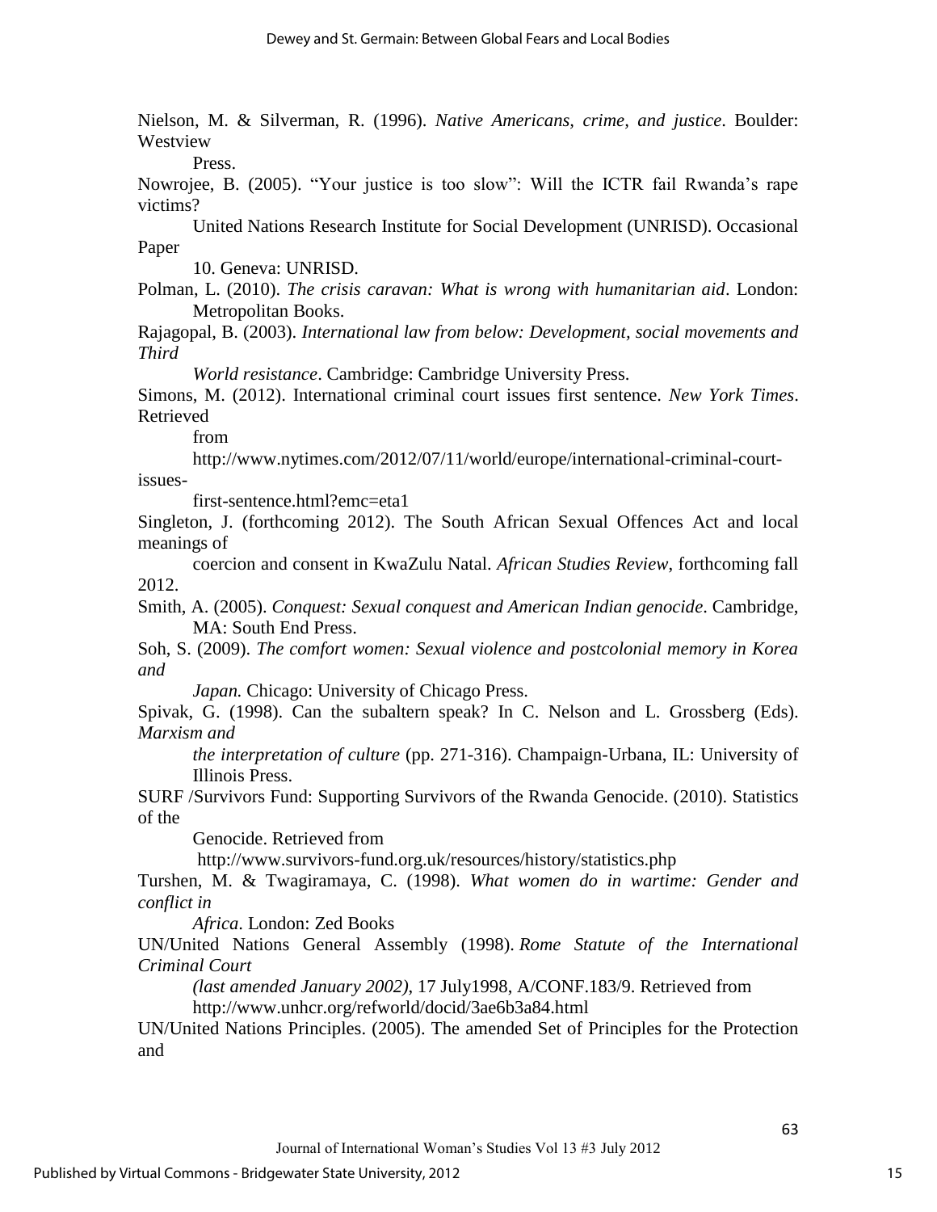Nielson, M. & Silverman, R. (1996). *Native Americans, crime, and justice*. Boulder: Westview Press.

Nowrojee, B. (2005). "Your justice is too slow": Will the ICTR fail Rwanda's rape victims? United Nations Research Institute for Social Development (UNRISD). Occasional Paper 10. Geneva: UNRISD.

Polman, L. (2010). *The crisis caravan: What is wrong with humanitarian aid*. London: Metropolitan Books.

Rajagopal, B. (2003). *International law from below: Development, social movements and Third World resistance*. Cambridge: Cambridge University Press.

Simons, M. (2012). International criminal court issues first sentence. *New York Times*. Retrieved from http://www.nytimes.com/2012/07/11/world/europe/international-criminal-court-issues-first-sentence.html?emc=eta1

Singleton, J. (forthcoming 2012). The South African Sexual Offences Act and local meanings of coercion and consent in KwaZulu Natal. *African Studies Review*, forthcoming fall 2012.

Smith, A. (2005). *Conquest: Sexual conquest and American Indian genocide*. Cambridge, MA: South End Press.

Soh, S. (2009). *The comfort women: Sexual violence and postcolonial memory in Korea and Japan.* Chicago: University of Chicago Press.

Spivak, G. (1998). Can the subaltern speak? In C. Nelson and L. Grossberg (Eds). *Marxism and the interpretation of culture* (pp. 271-316). Champaign-Urbana, IL: University of Illinois Press.

SURF /Survivors Fund: Supporting Survivors of the Rwanda Genocide. (2010). Statistics of the Genocide. Retrieved from http://www.survivors-fund.org.uk/resources/history/statistics.php

Turshen, M. & Twagiramaya, C. (1998). *What women do in wartime: Gender and conflict in Africa*. London: Zed Books

UN/United Nations General Assembly (1998). *Rome Statute of the International Criminal Court (last amended January 2002)*, 17 July1998, A/CONF.183/9. Retrieved from http://www.unhcr.org/refworld/docid/3ae6b3a84.html

UN/United Nations Principles. (2005). The amended Set of Principles for the Protection and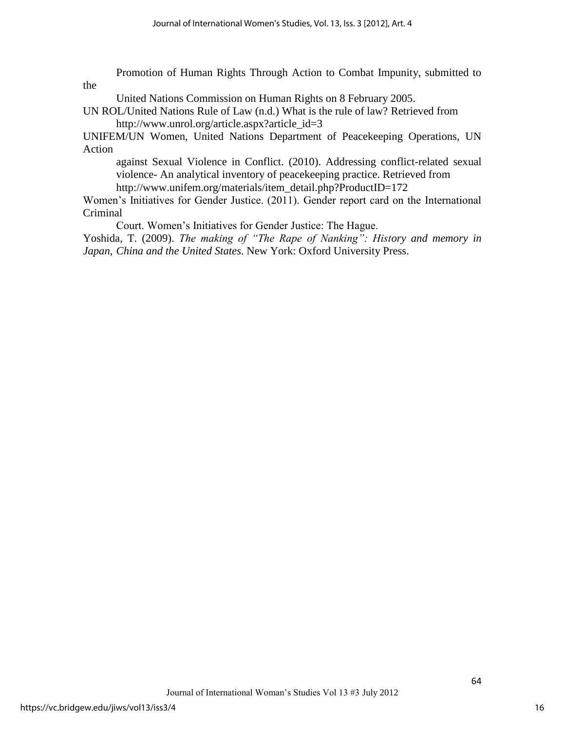Promotion of Human Rights Through Action to Combat Impunity, submitted to the United Nations Commission on Human Rights on 8 February 2005.

UN ROL/United Nations Rule of Law (n.d.) What is the rule of law? Retrieved from http://www.unrol.org/article.aspx?article_id=3

UNIFEM/UN Women, United Nations Department of Peacekeeping Operations, UN Action against Sexual Violence in Conflict. (2010). Addressing conflict-related sexual violence- An analytical inventory of peacekeeping practice. Retrieved from http://www.unifem.org/materials/item_detail.php?ProductID=172

Women's Initiatives for Gender Justice. (2011). Gender report card on the International Criminal Court. Women's Initiatives for Gender Justice: The Hague.

Yoshida, T. (2009). *The making of "The Rape of Nanking": History and memory in Japan, China and the United States*. New York: Oxford University Press.